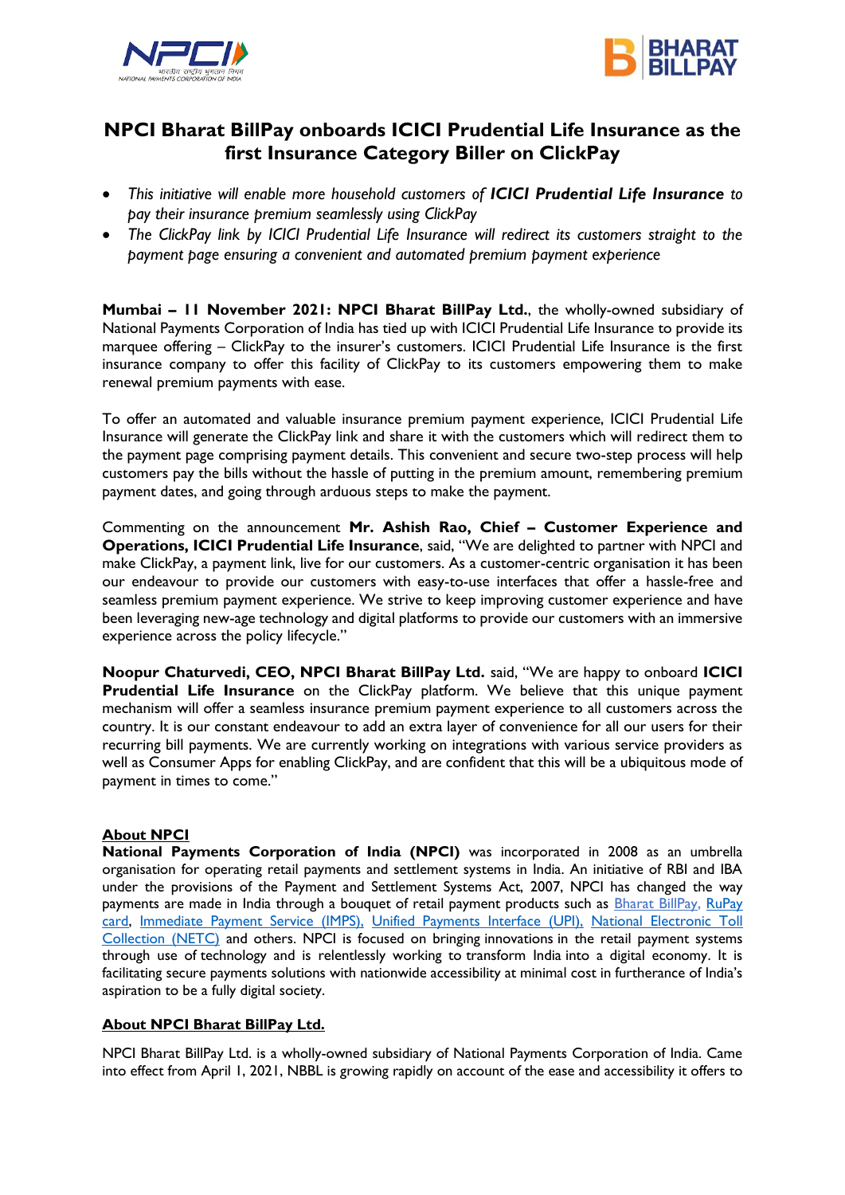# NPCI Bharat BillPay onboards ICICI Prudential Life Insurance as the first Insurance Category Biller on ClickPay

- *This initiative will enable more household customers of **ICICI Prudential Life Insurance** to pay their insurance premium seamlessly using ClickPay*
- *The ClickPay link by ICICI Prudential Life Insurance will redirect its customers straight to the payment page ensuring a convenient and automated premium payment experience*

**Mumbai – 11 November 2021: NPCI Bharat BillPay Ltd.**, the wholly-owned subsidiary of National Payments Corporation of India has tied up with ICICI Prudential Life Insurance to provide its marquee offering – ClickPay to the insurer's customers. ICICI Prudential Life Insurance is the first insurance company to offer this facility of ClickPay to its customers empowering them to make renewal premium payments with ease.

To offer an automated and valuable insurance premium payment experience, ICICI Prudential Life Insurance will generate the ClickPay link and share it with the customers which will redirect them to the payment page comprising payment details. This convenient and secure two-step process will help customers pay the bills without the hassle of putting in the premium amount, remembering premium payment dates, and going through arduous steps to make the payment.

Commenting on the announcement **Mr. Ashish Rao, Chief – Customer Experience and Operations, ICICI Prudential Life Insurance**, said, "We are delighted to partner with NPCI and make ClickPay, a payment link, live for our customers. As a customer-centric organisation it has been our endeavour to provide our customers with easy-to-use interfaces that offer a hassle-free and seamless premium payment experience. We strive to keep improving customer experience and have been leveraging new-age technology and digital platforms to provide our customers with an immersive experience across the policy lifecycle."

**Noopur Chaturvedi, CEO, NPCI Bharat BillPay Ltd.** said, "We are happy to onboard **ICICI Prudential Life Insurance** on the ClickPay platform. We believe that this unique payment mechanism will offer a seamless insurance premium payment experience to all customers across the country. It is our constant endeavour to add an extra layer of convenience for all our users for their recurring bill payments. We are currently working on integrations with various service providers as well as Consumer Apps for enabling ClickPay, and are confident that this will be a ubiquitous mode of payment in times to come."

## About NPCI

**National Payments Corporation of India (NPCI)** was incorporated in 2008 as an umbrella organisation for operating retail payments and settlement systems in India. An initiative of RBI and IBA under the provisions of the Payment and Settlement Systems Act, 2007, NPCI has changed the way payments are made in India through a bouquet of retail payment products such as Bharat BillPay, RuPay card, Immediate Payment Service (IMPS), Unified Payments Interface (UPI), National Electronic Toll Collection (NETC) and others. NPCI is focused on bringing innovations in the retail payment systems through use of technology and is relentlessly working to transform India into a digital economy. It is facilitating secure payments solutions with nationwide accessibility at minimal cost in furtherance of India's aspiration to be a fully digital society.

## About NPCI Bharat BillPay Ltd.

NPCI Bharat BillPay Ltd. is a wholly-owned subsidiary of National Payments Corporation of India. Came into effect from April 1, 2021, NBBL is growing rapidly on account of the ease and accessibility it offers to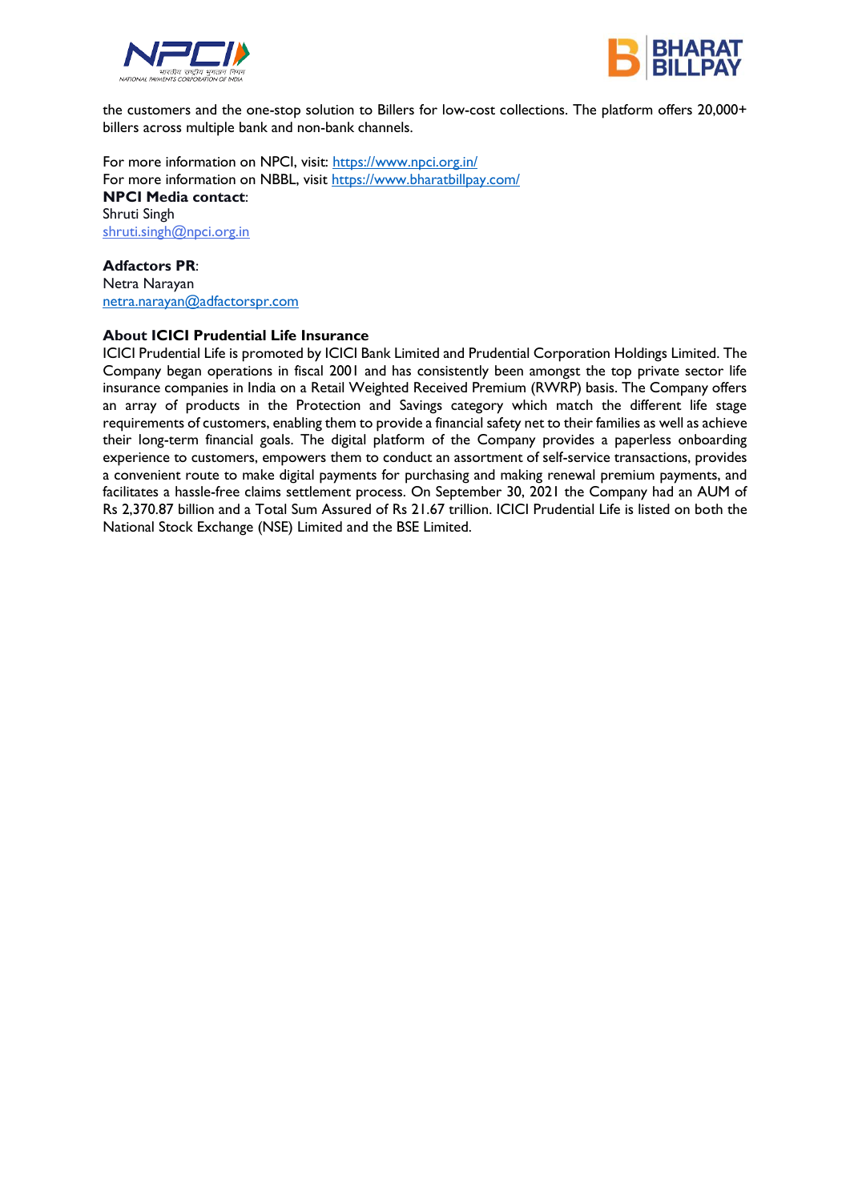the customers and the one-stop solution to Billers for low-cost collections. The platform offers 20,000+ billers across multiple bank and non-bank channels.

For more information on NPCI, visit: https://www.npci.org.in/
For more information on NBBL, visit https://www.bharatbillpay.com/
**NPCI Media contact**:
Shruti Singh
shruti.singh@npci.org.in

**Adfactors PR**:
Netra Narayan
netra.narayan@adfactorspr.com

**About ICICI Prudential Life Insurance**

ICICI Prudential Life is promoted by ICICI Bank Limited and Prudential Corporation Holdings Limited. The Company began operations in fiscal 2001 and has consistently been amongst the top private sector life insurance companies in India on a Retail Weighted Received Premium (RWRP) basis. The Company offers an array of products in the Protection and Savings category which match the different life stage requirements of customers, enabling them to provide a financial safety net to their families as well as achieve their long-term financial goals. The digital platform of the Company provides a paperless onboarding experience to customers, empowers them to conduct an assortment of self-service transactions, provides a convenient route to make digital payments for purchasing and making renewal premium payments, and facilitates a hassle-free claims settlement process. On September 30, 2021 the Company had an AUM of Rs 2,370.87 billion and a Total Sum Assured of Rs 21.67 trillion. ICICI Prudential Life is listed on both the National Stock Exchange (NSE) Limited and the BSE Limited.